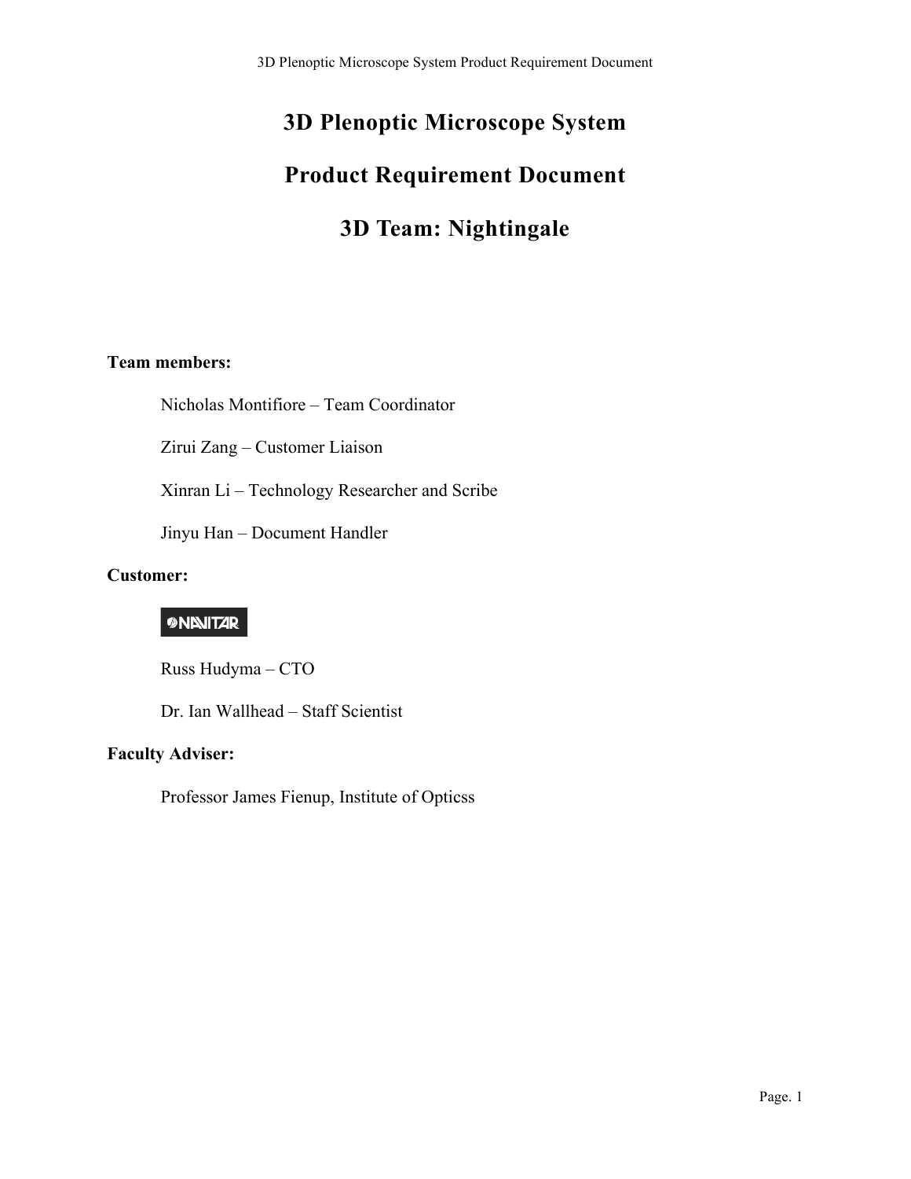# 3D Plenoptic Microscope System

# Product Requirement Document

# 3D Team: Nightingale

**Team members:**

Nicholas Montifiore – Team Coordinator

Zirui Zang – Customer Liaison

Xinran Li – Technology Researcher and Scribe

Jinyu Han – Document Handler

**Customer:**

NAVITAR

Russ Hudyma – CTO

Dr. Ian Wallhead – Staff Scientist

**Faculty Adviser:**

Professor James Fienup, Institute of Opticss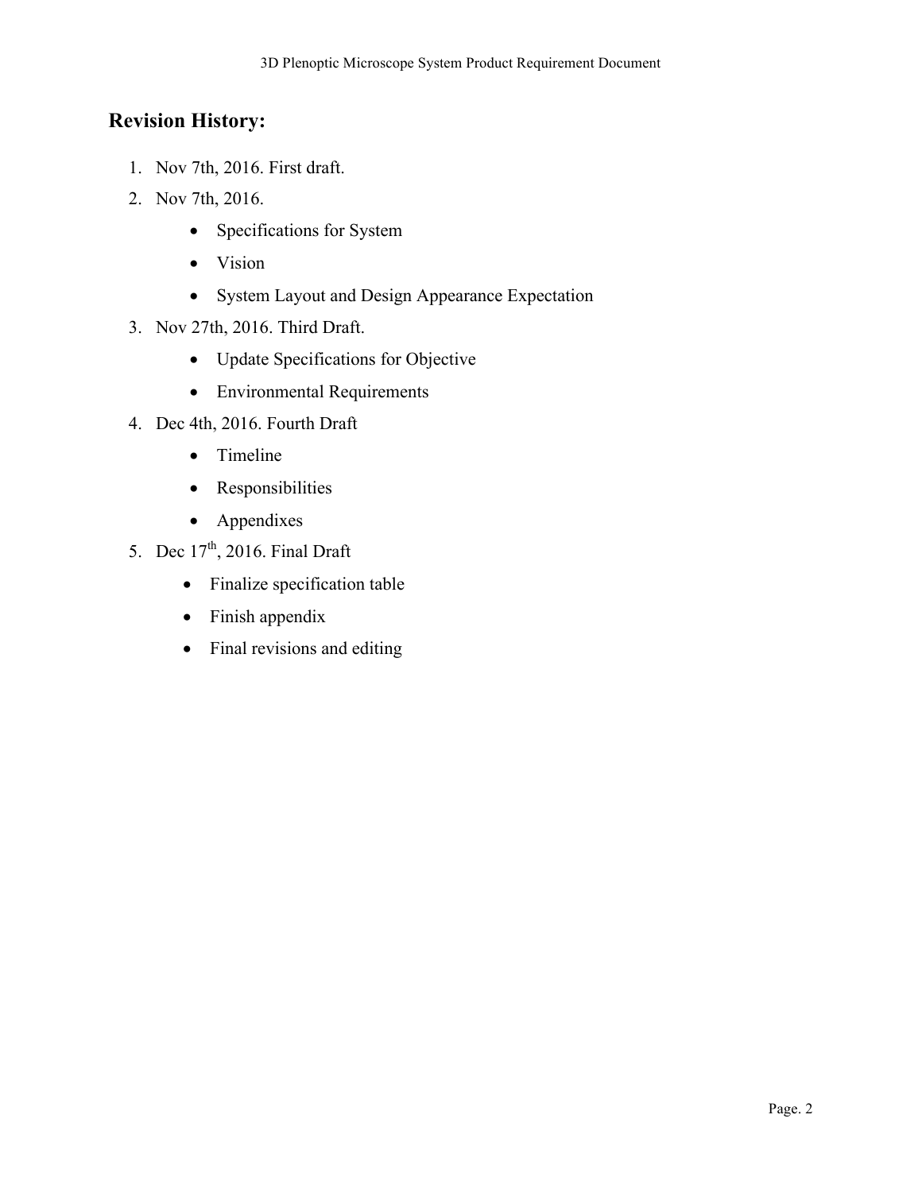## Revision History:

1. Nov 7th, 2016. First draft.
2. Nov 7th, 2016.
    - Specifications for System
    - Vision
    - System Layout and Design Appearance Expectation
3. Nov 27th, 2016. Third Draft.
    - Update Specifications for Objective
    - Environmental Requirements
4. Dec 4th, 2016. Fourth Draft
    - Timeline
    - Responsibilities
    - Appendixes
5. Dec 17th, 2016. Final Draft
    - Finalize specification table
    - Finish appendix
    - Final revisions and editing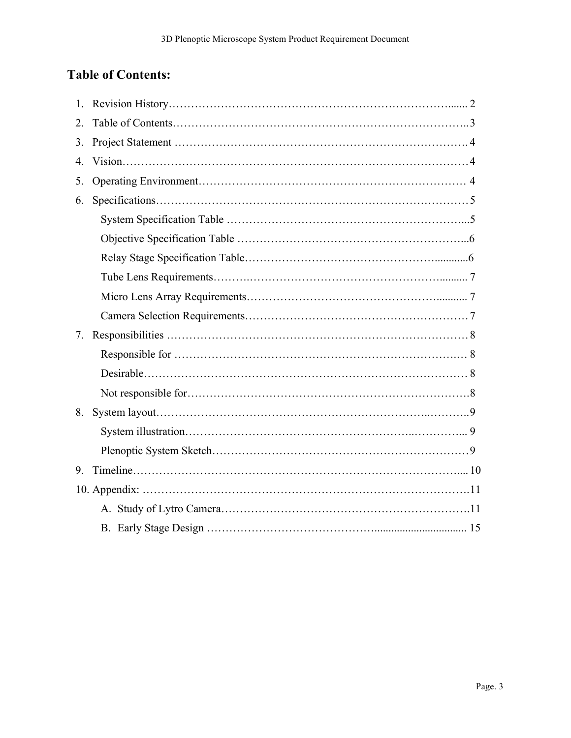## Table of Contents:

1. Revision History……………………………………………………………………....... 2
2. Table of Contents……………………………………………………………………..3
3. Project Statement ……………………………………………………………………4
4. Vision…………………………………………………………………………………4
5. Operating Environment……………………………………………………………… 4
6. Specifications…………………………………………………………………………5
   - System Specification Table ………………………………………………………....5
   - Objective Specification Table ……………………………………………………...6
   - Relay Stage Specification Table……………………………………………............6
   - Tube Lens Requirements………………………………………………………........... 7
   - Micro Lens Array Requirements………………………………………………........... 7
   - Camera Selection Requirements……………………………………………………… 7
7. Responsibilities ………………………………………………………………………8
   - Responsible for ……………………………………………………………….… 8
   - Desirable………………………………………………………………………… 8
   - Not responsible for……………………………………………………………….8
8. System layout………………………………………………………………..………..9
   - System illustration…………………………………………………..…………... 9
   - Plenoptic System Sketch……………………………………………………………9
9. Timeline……………………………………………………………………………..... 10
10. Appendix: ……………………………………………………………………………11
    - A. Study of Lytro Camera……………………………………………………………11
    - B. Early Stage Design …………………………………….................................. 15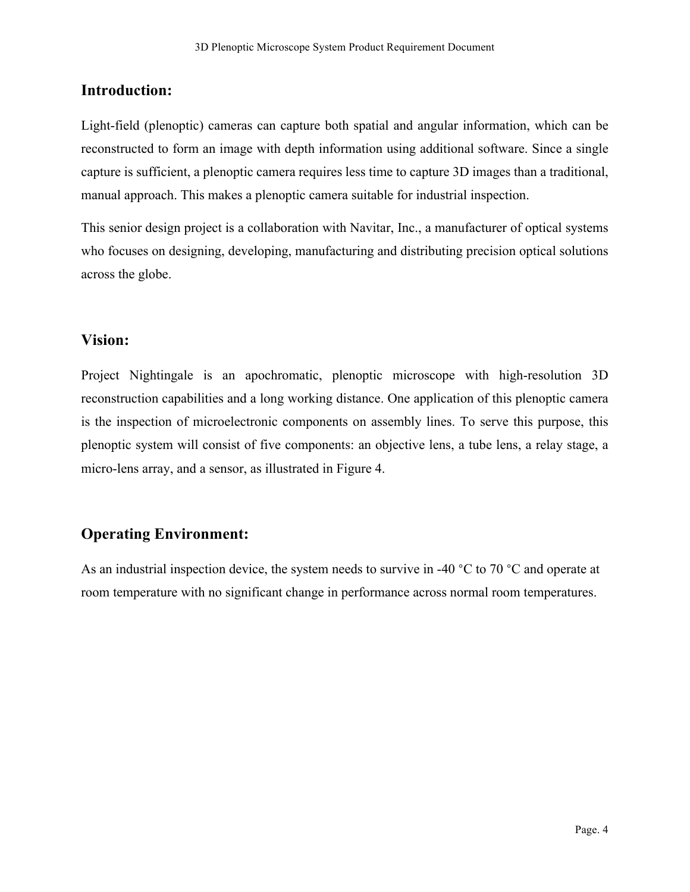## Introduction:

Light-field (plenoptic) cameras can capture both spatial and angular information, which can be reconstructed to form an image with depth information using additional software. Since a single capture is sufficient, a plenoptic camera requires less time to capture 3D images than a traditional, manual approach. This makes a plenoptic camera suitable for industrial inspection.

This senior design project is a collaboration with Navitar, Inc., a manufacturer of optical systems who focuses on designing, developing, manufacturing and distributing precision optical solutions across the globe.

## Vision:

Project Nightingale is an apochromatic, plenoptic microscope with high-resolution 3D reconstruction capabilities and a long working distance. One application of this plenoptic camera is the inspection of microelectronic components on assembly lines. To serve this purpose, this plenoptic system will consist of five components: an objective lens, a tube lens, a relay stage, a micro-lens array, and a sensor, as illustrated in Figure 4.

## Operating Environment:

As an industrial inspection device, the system needs to survive in -40 °C to 70 °C and operate at room temperature with no significant change in performance across normal room temperatures.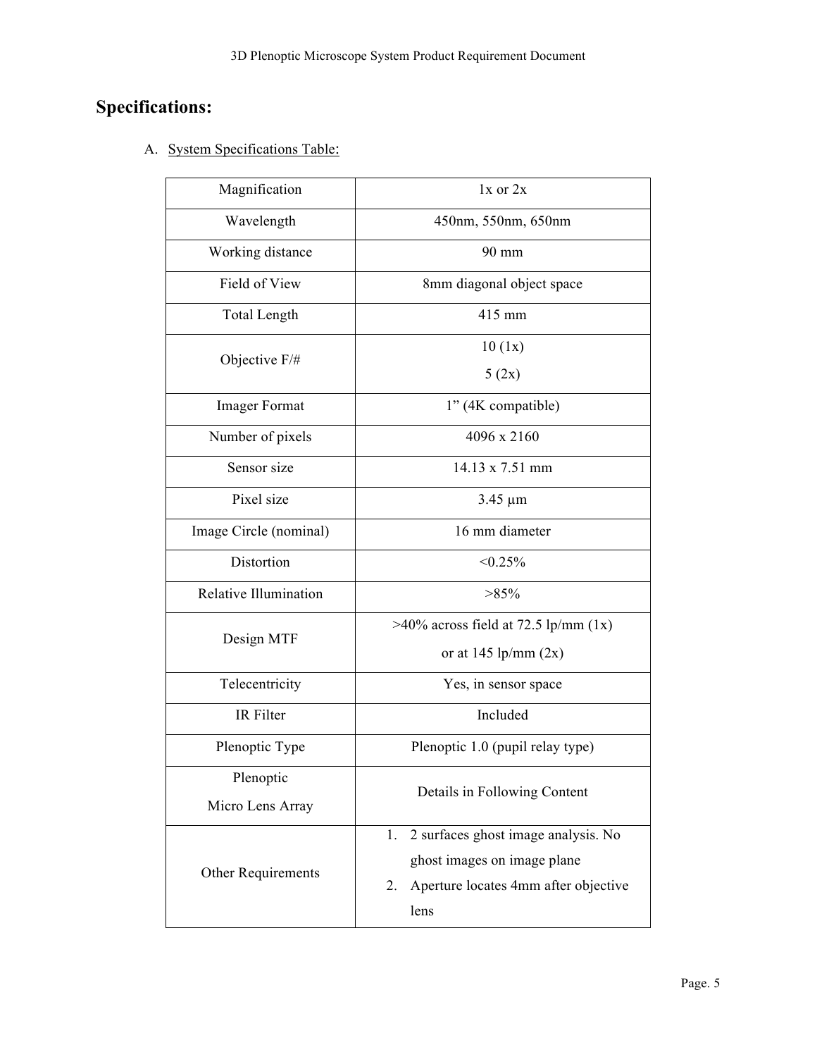# Specifications:

A. System Specifications Table:

| | |
|---|---|
| Magnification | 1x or 2x |
| Wavelength | 450nm, 550nm, 650nm |
| Working distance | 90 mm |
| Field of View | 8mm diagonal object space |
| Total Length | 415 mm |
| Objective F/# | 10 (1x)<br>5 (2x) |
| Imager Format | 1" (4K compatible) |
| Number of pixels | 4096 x 2160 |
| Sensor size | 14.13 x 7.51 mm |
| Pixel size | 3.45 µm |
| Image Circle (nominal) | 16 mm diameter |
| Distortion | <0.25% |
| Relative Illumination | >85% |
| Design MTF | >40% across field at 72.5 lp/mm (1x)<br>or at 145 lp/mm (2x) |
| Telecentricity | Yes, in sensor space |
| IR Filter | Included |
| Plenoptic Type | Plenoptic 1.0 (pupil relay type) |
| Plenoptic Micro Lens Array | Details in Following Content |
| Other Requirements | 1. 2 surfaces ghost image analysis. No ghost images on image plane<br>2. Aperture locates 4mm after objective lens |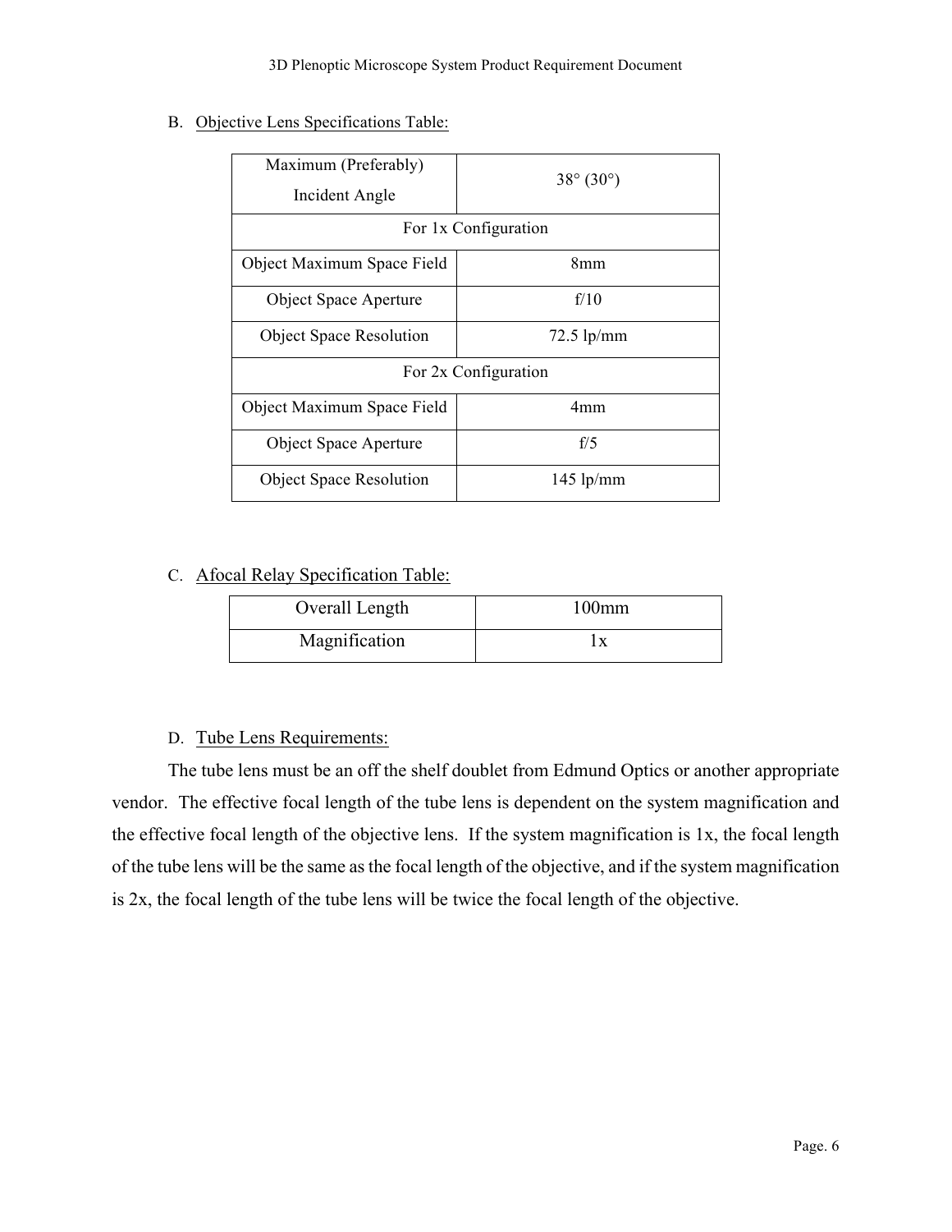### B. Objective Lens Specifications Table:

| Maximum (Preferably) Incident Angle | 38° (30°) |
|---|---|
| For 1x Configuration | |
| Object Maximum Space Field | 8mm |
| Object Space Aperture | f/10 |
| Object Space Resolution | 72.5 lp/mm |
| For 2x Configuration | |
| Object Maximum Space Field | 4mm |
| Object Space Aperture | f/5 |
| Object Space Resolution | 145 lp/mm |

### C. Afocal Relay Specification Table:

| Overall Length | 100mm |
|---|---|
| Magnification | 1x |

### D. Tube Lens Requirements:

The tube lens must be an off the shelf doublet from Edmund Optics or another appropriate vendor. The effective focal length of the tube lens is dependent on the system magnification and the effective focal length of the objective lens. If the system magnification is 1x, the focal length of the tube lens will be the same as the focal length of the objective, and if the system magnification is 2x, the focal length of the tube lens will be twice the focal length of the objective.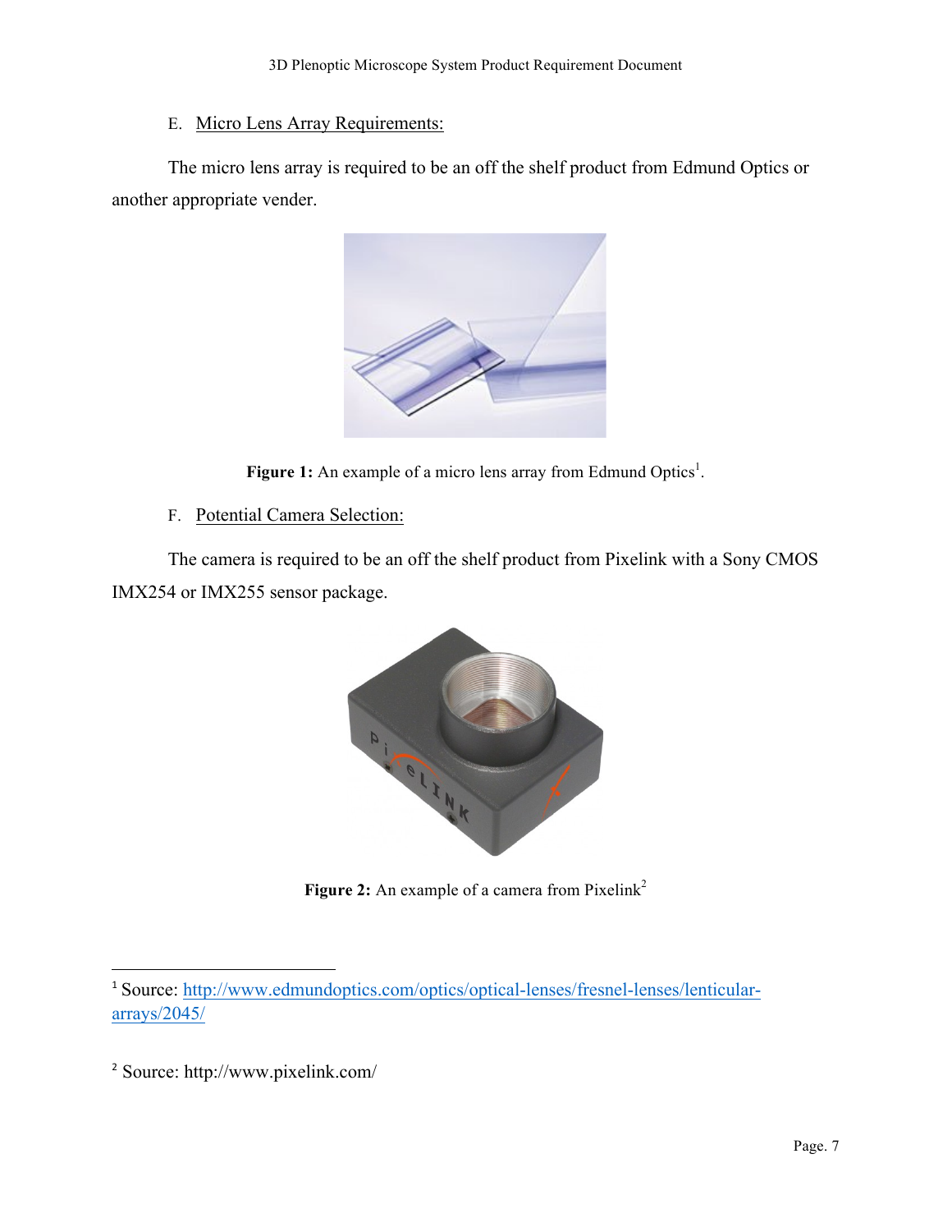## E. Micro Lens Array Requirements:

The micro lens array is required to be an off the shelf product from Edmund Optics or another appropriate vender.

**Figure 1:** An example of a micro lens array from Edmund Optics[1].

## F. Potential Camera Selection:

The camera is required to be an off the shelf product from Pixelink with a Sony CMOS IMX254 or IMX255 sensor package.

**Figure 2:** An example of a camera from Pixelink[2]

---

[1] Source: http://www.edmundoptics.com/optics/optical-lenses/fresnel-lenses/lenticular-arrays/2045/

[2] Source: http://www.pixelink.com/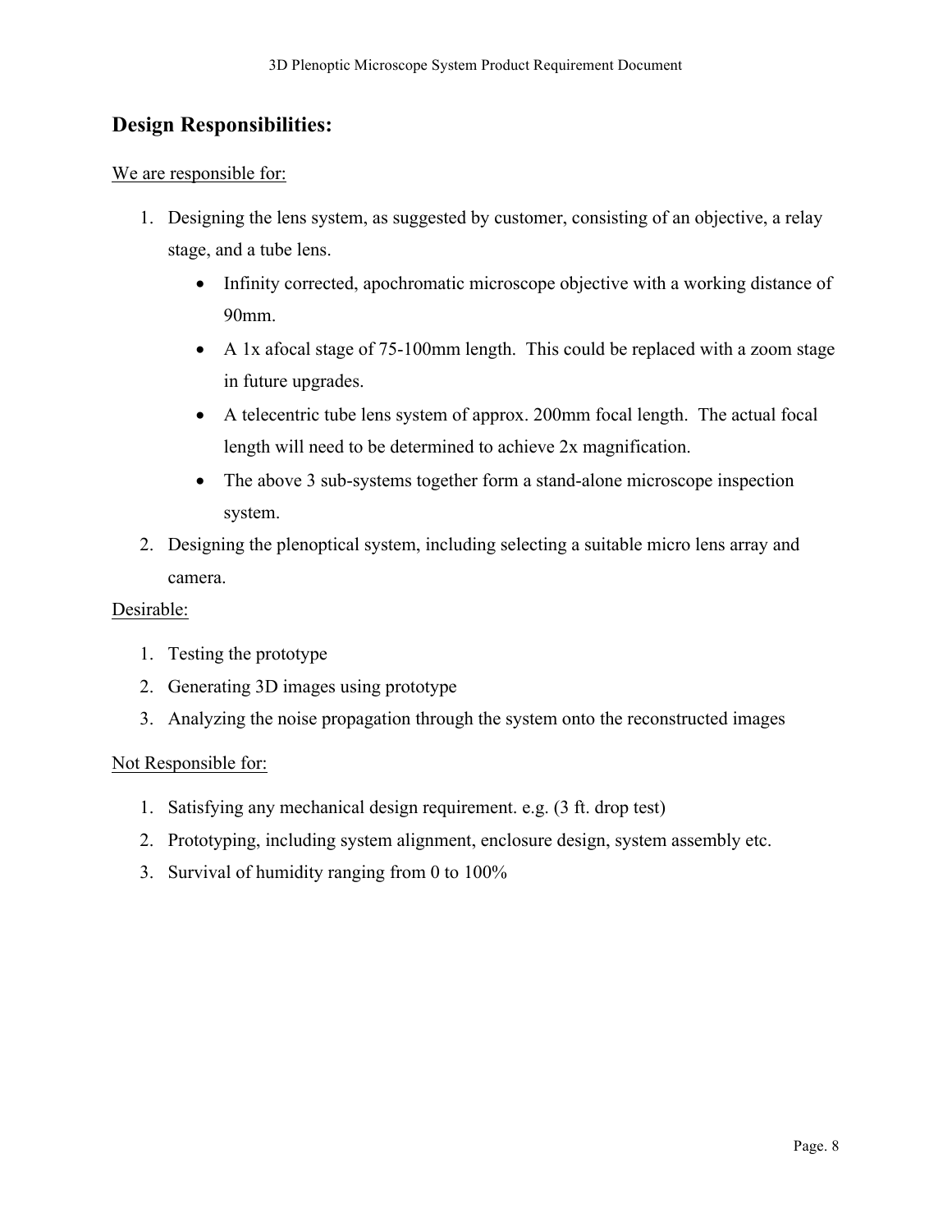## Design Responsibilities:

We are responsible for:

1. Designing the lens system, as suggested by customer, consisting of an objective, a relay stage, and a tube lens.
   - Infinity corrected, apochromatic microscope objective with a working distance of 90mm.
   - A 1x afocal stage of 75-100mm length. This could be replaced with a zoom stage in future upgrades.
   - A telecentric tube lens system of approx. 200mm focal length. The actual focal length will need to be determined to achieve 2x magnification.
   - The above 3 sub-systems together form a stand-alone microscope inspection system.
2. Designing the plenoptical system, including selecting a suitable micro lens array and camera.

Desirable:

1. Testing the prototype
2. Generating 3D images using prototype
3. Analyzing the noise propagation through the system onto the reconstructed images

Not Responsible for:

1. Satisfying any mechanical design requirement. e.g. (3 ft. drop test)
2. Prototyping, including system alignment, enclosure design, system assembly etc.
3. Survival of humidity ranging from 0 to 100%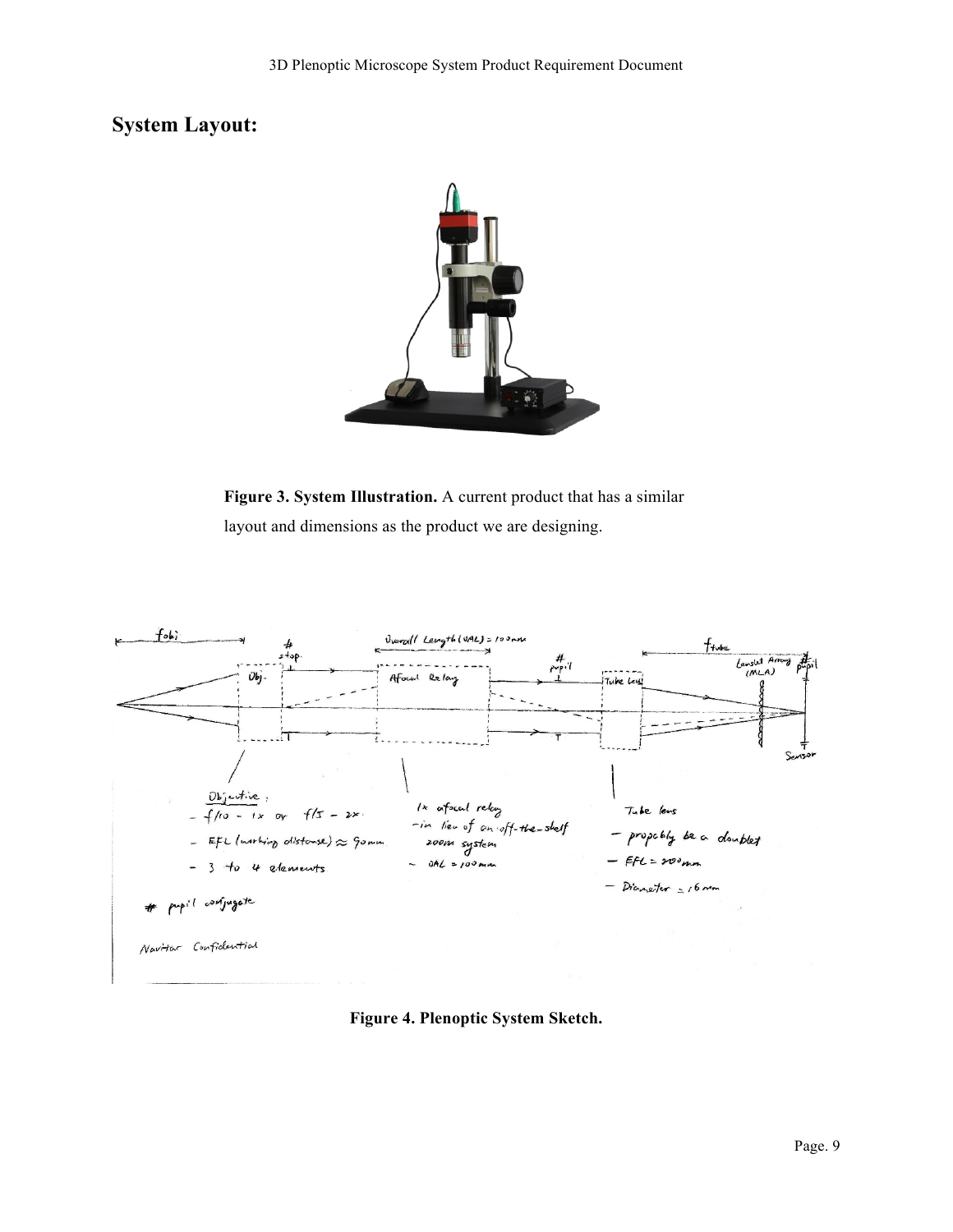## System Layout:

**Figure 3. System Illustration.** A current product that has a similar layout and dimensions as the product we are designing.

**Figure 4. Plenoptic System Sketch.**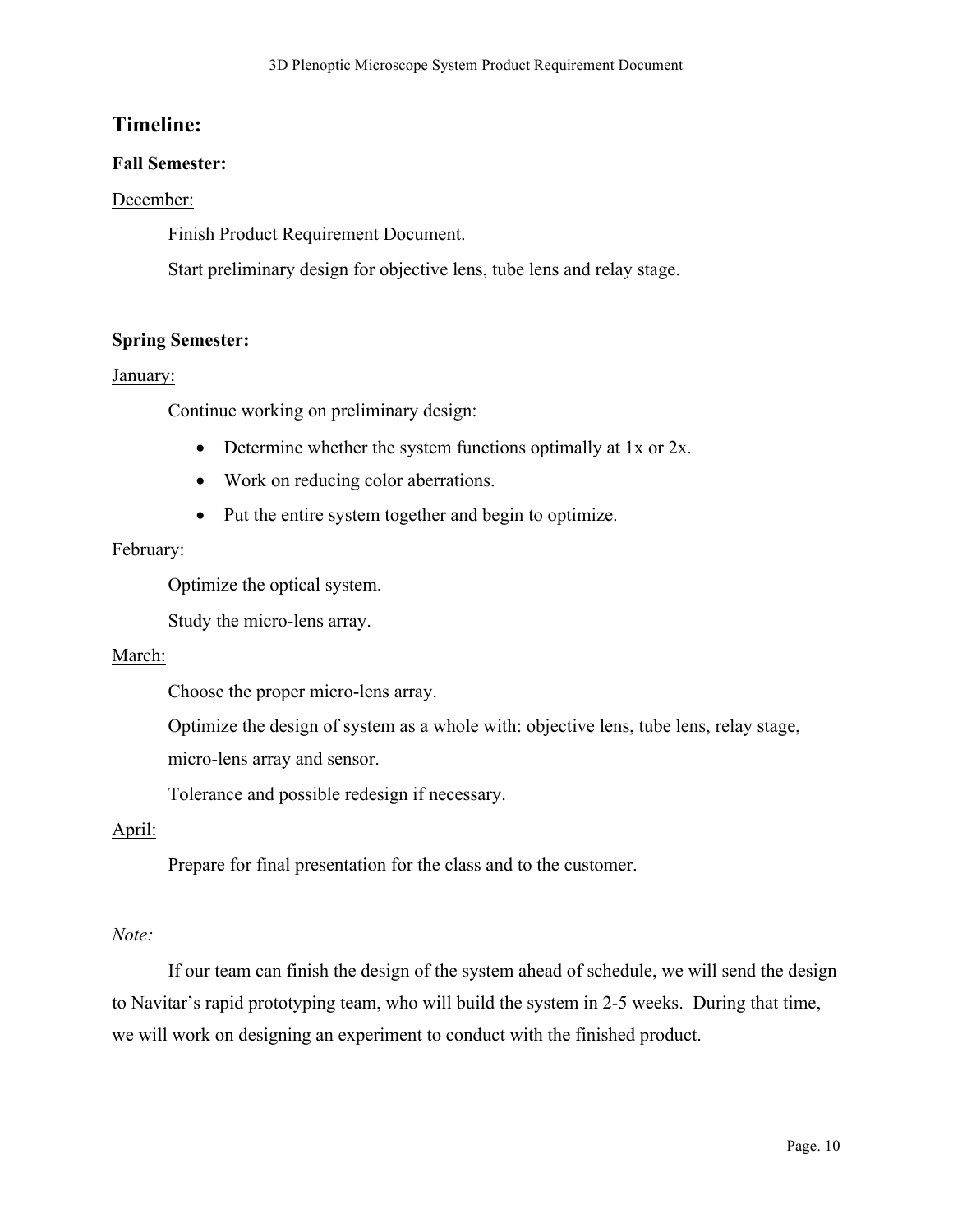## Timeline:

### Fall Semester:

<u>December:</u>

Finish Product Requirement Document.

Start preliminary design for objective lens, tube lens and relay stage.

### Spring Semester:

<u>January:</u>

Continue working on preliminary design:

- Determine whether the system functions optimally at 1x or 2x.
- Work on reducing color aberrations.
- Put the entire system together and begin to optimize.

<u>February:</u>

Optimize the optical system.

Study the micro-lens array.

<u>March:</u>

Choose the proper micro-lens array.

Optimize the design of system as a whole with: objective lens, tube lens, relay stage, micro-lens array and sensor.

Tolerance and possible redesign if necessary.

<u>April:</u>

Prepare for final presentation for the class and to the customer.

*Note:*

If our team can finish the design of the system ahead of schedule, we will send the design to Navitar's rapid prototyping team, who will build the system in 2-5 weeks. During that time, we will work on designing an experiment to conduct with the finished product.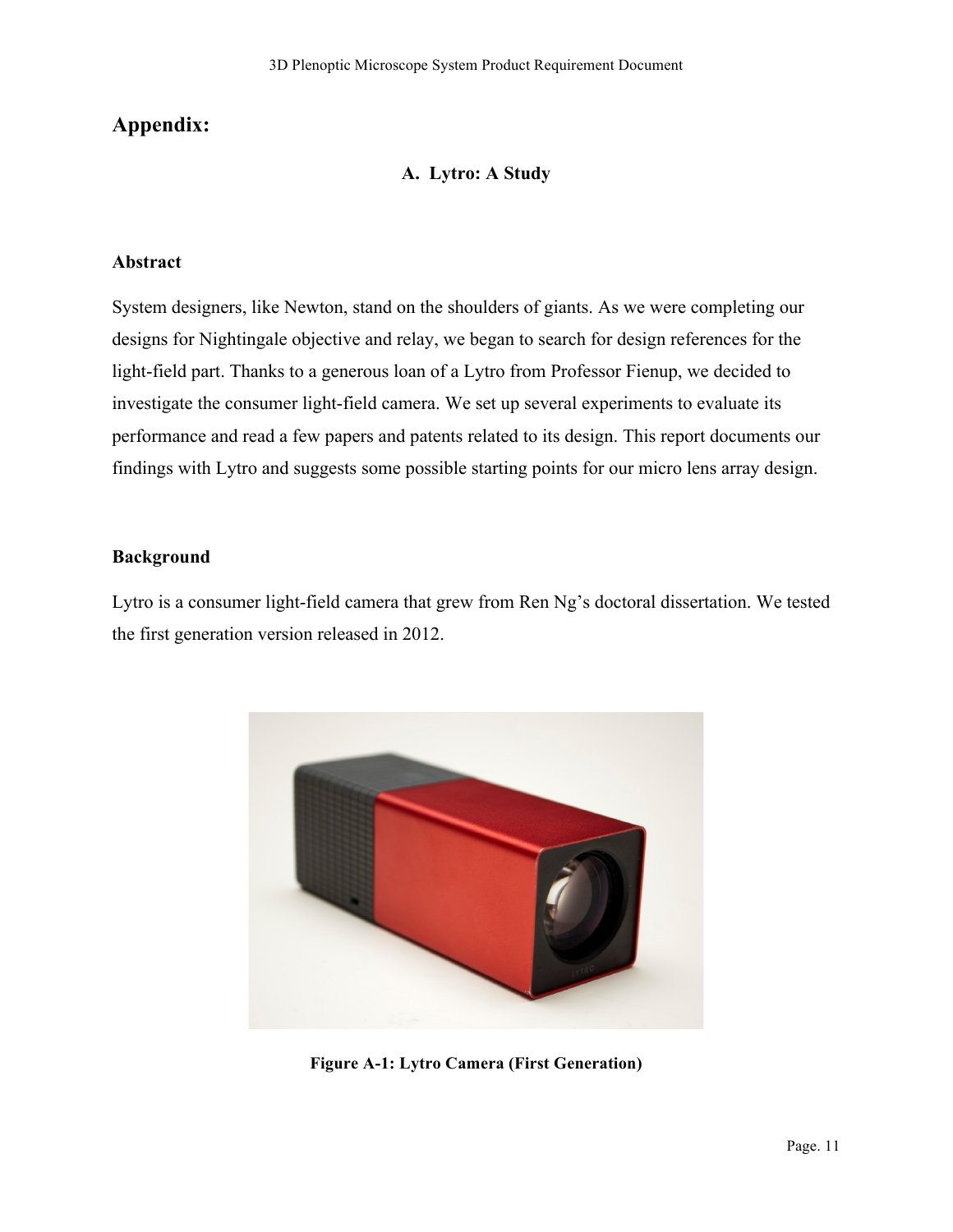## Appendix:

### A. Lytro: A Study

#### Abstract

System designers, like Newton, stand on the shoulders of giants. As we were completing our designs for Nightingale objective and relay, we began to search for design references for the light-field part. Thanks to a generous loan of a Lytro from Professor Fienup, we decided to investigate the consumer light-field camera. We set up several experiments to evaluate its performance and read a few papers and patents related to its design. This report documents our findings with Lytro and suggests some possible starting points for our micro lens array design.

#### Background

Lytro is a consumer light-field camera that grew from Ren Ng's doctoral dissertation. We tested the first generation version released in 2012.

**Figure A-1: Lytro Camera (First Generation)**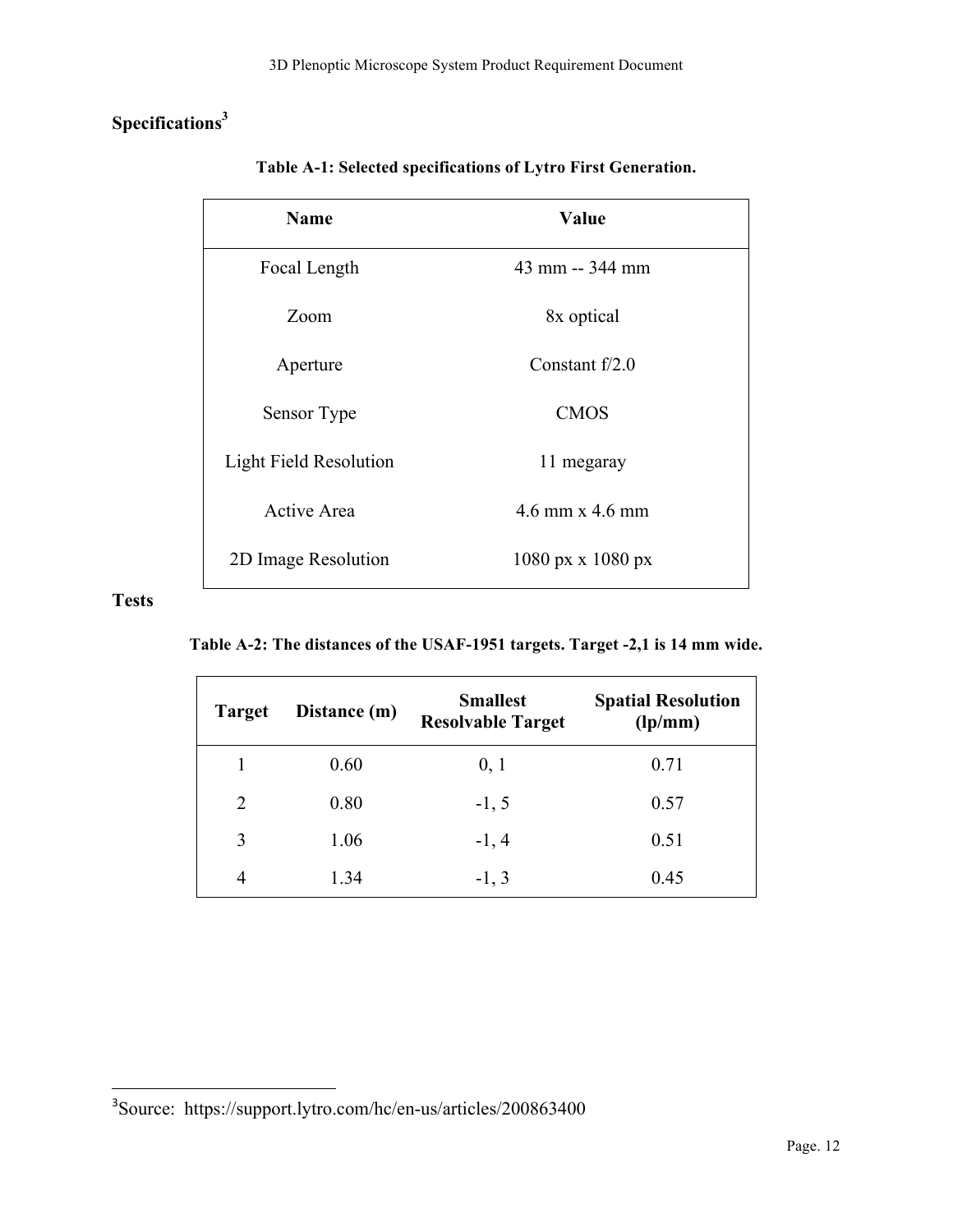## Specifications[3]

**Table A-1: Selected specifications of Lytro First Generation.**

| Name | Value |
|---|---|
| Focal Length | 43 mm -- 344 mm |
| Zoom | 8x optical |
| Aperture | Constant f/2.0 |
| Sensor Type | CMOS |
| Light Field Resolution | 11 megaray |
| Active Area | 4.6 mm x 4.6 mm |
| 2D Image Resolution | 1080 px x 1080 px |

## Tests

**Table A-2: The distances of the USAF-1951 targets. Target -2,1 is 14 mm wide.**

| Target | Distance (m) | Smallest Resolvable Target | Spatial Resolution (lp/mm) |
|---|---|---|---|
| 1 | 0.60 | 0, 1 | 0.71 |
| 2 | 0.80 | -1, 5 | 0.57 |
| 3 | 1.06 | -1, 4 | 0.51 |
| 4 | 1.34 | -1, 3 | 0.45 |

[3]Source: https://support.lytro.com/hc/en-us/articles/200863400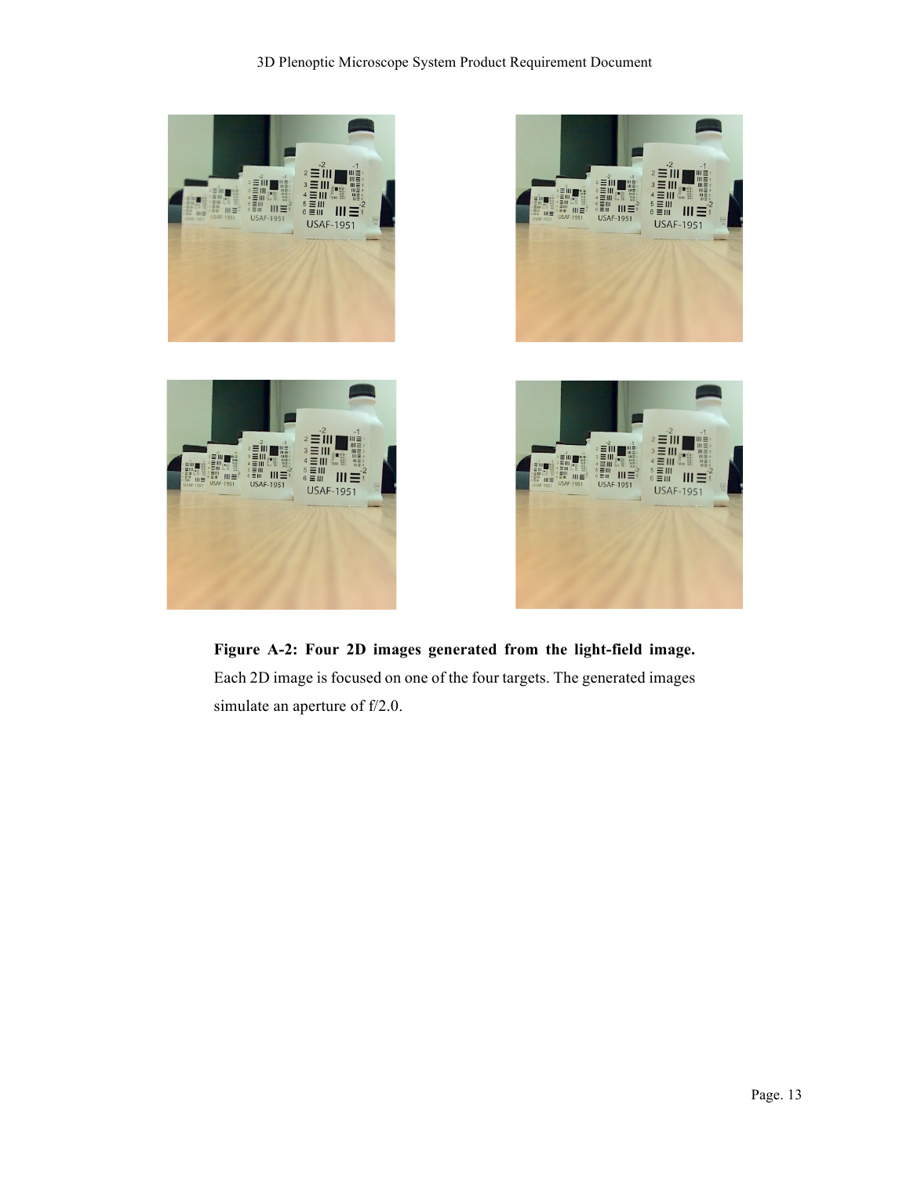**Figure A-2: Four 2D images generated from the light-field image.** Each 2D image is focused on one of the four targets. The generated images simulate an aperture of f/2.0.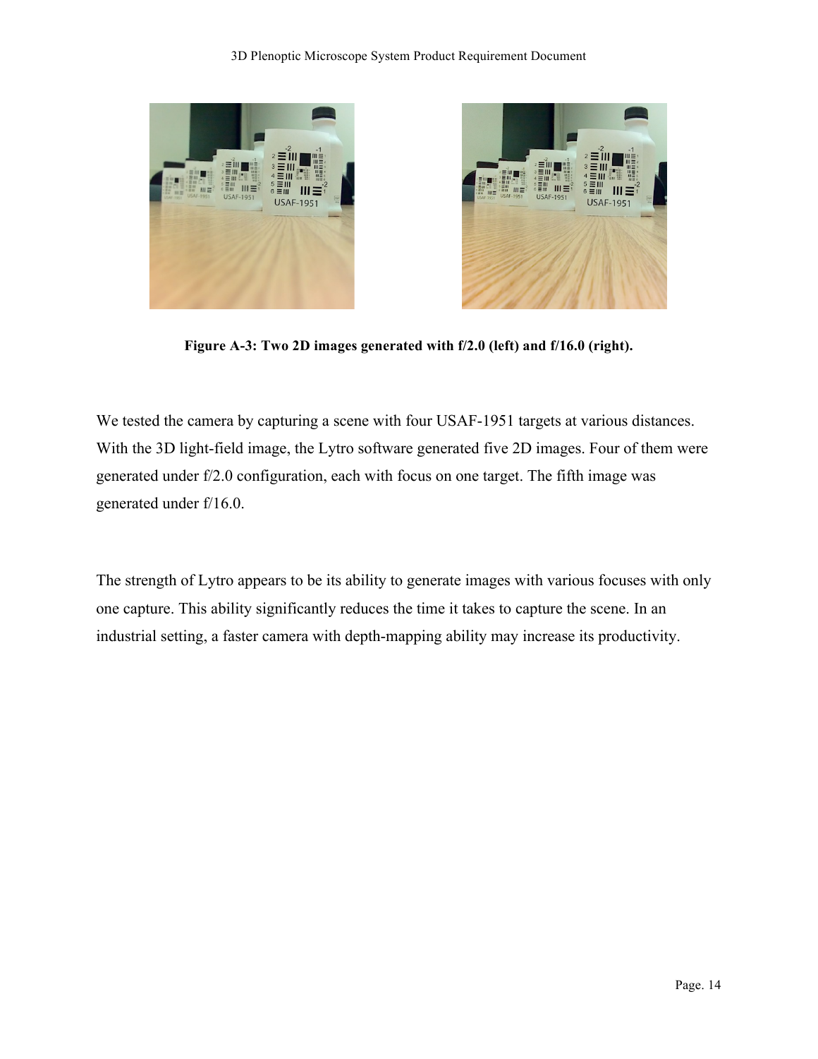**Figure A-3: Two 2D images generated with f/2.0 (left) and f/16.0 (right).**

We tested the camera by capturing a scene with four USAF-1951 targets at various distances. With the 3D light-field image, the Lytro software generated five 2D images. Four of them were generated under f/2.0 configuration, each with focus on one target. The fifth image was generated under f/16.0.

The strength of Lytro appears to be its ability to generate images with various focuses with only one capture. This ability significantly reduces the time it takes to capture the scene. In an industrial setting, a faster camera with depth-mapping ability may increase its productivity.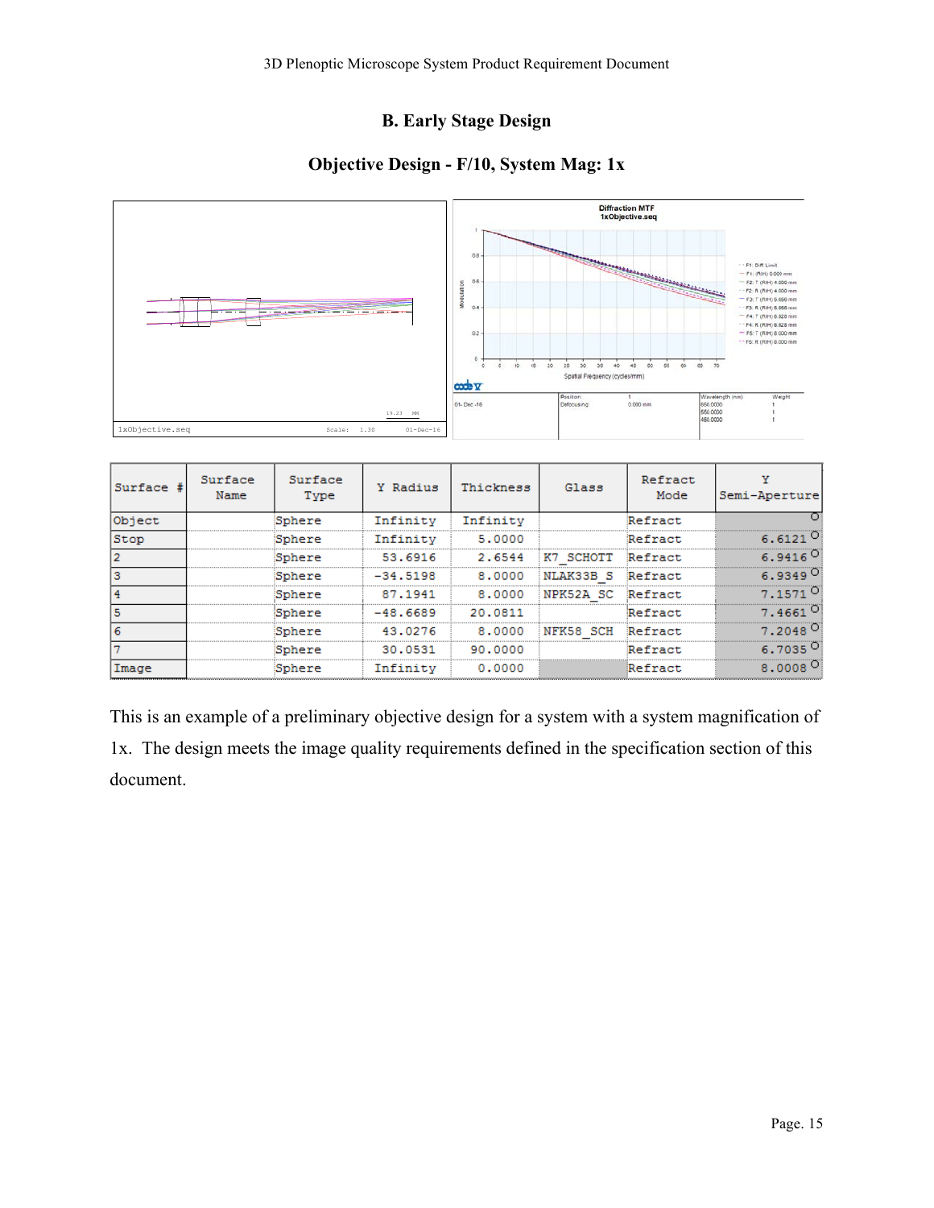## B. Early Stage Design

### Objective Design - F/10, System Mag: 1x

| Surface # | Surface Name | Surface Type | Y Radius | Thickness | Glass | Refract Mode | Y Semi-Aperture |
|---|---|---|---|---|---|---|---|
| Object | | Sphere | Infinity | Infinity | | Refract | 0 |
| Stop | | Sphere | Infinity | 5.0000 | | Refract | 6.6121 O |
| 2 | | Sphere | 53.6916 | 2.6544 | K7_SCHOTT | Refract | 6.9416 O |
| 3 | | Sphere | -34.5198 | 8.0000 | NLAK33B_S | Refract | 6.9349 O |
| 4 | | Sphere | 87.1941 | 8.0000 | NPK52A_SC | Refract | 7.1571 O |
| 5 | | Sphere | -48.6689 | 20.0811 | | Refract | 7.4661 O |
| 6 | | Sphere | 43.0276 | 8.0000 | NFK58_SCH | Refract | 7.2048 O |
| 7 | | Sphere | 30.0531 | 90.0000 | | Refract | 6.7035 O |
| Image | | Sphere | Infinity | 0.0000 | | Refract | 8.0008 O |

This is an example of a preliminary objective design for a system with a system magnification of 1x. The design meets the image quality requirements defined in the specification section of this document.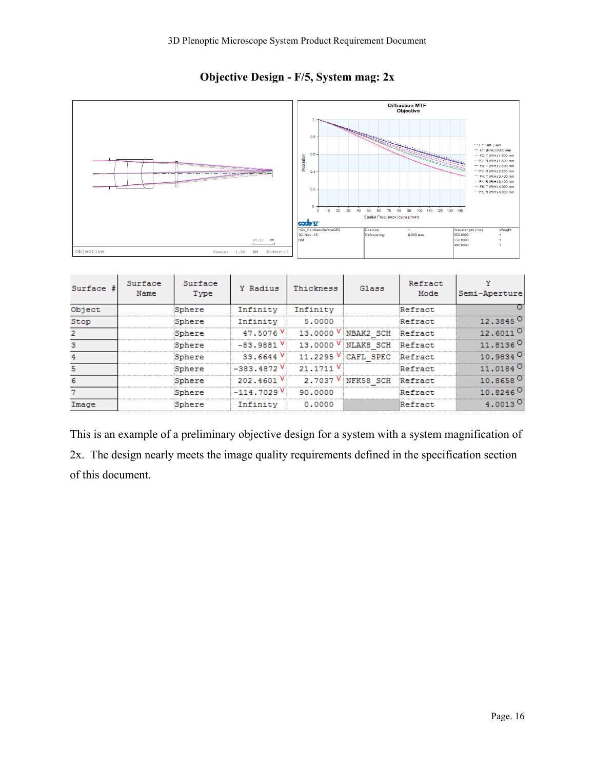## Objective Design - F/5, System mag: 2x

20.83 MM

Objective Scale: 1.20 NM 30-Nov-16

Diffraction MTF
Objective

Modulation

Spatial Frequency (cycles/mm)

F1: Diff. Limit
F1: (RIH) 0.000 mm
F2: T (RIH) 1.600 mm
F2: R (RIH) 1.600 mm
F3: T (RIH) 2.800 mm
F3: R (RIH) 2.800 mm
F4: T (RIH) 3.400 mm
F4: R (RIH) 3.400 mm
F5: T (RIH) 4.000 mm
F5: R (RIH) 4.000 mm

~/2x_SplitbackBeforeOE2
30-Nov-16
NM

Position: 1
Defocusing: 0.000 mm

Wavelength (nm) Weight
650.0000 1
550.0000 1
450.0000 1

| Surface # | Surface Name | Surface Type | Y Radius | Thickness | Glass | Refract Mode | Y Semi-Aperture |
|---|---|---|---|---|---|---|---|
| Object | | Sphere | Infinity | Infinity | | Refract | O |
| Stop | | Sphere | Infinity | 5.0000 | | Refract | 12.3845 O |
| 2 | | Sphere | 47.5076 V | 13.0000 V | NBAK2_SCH | Refract | 12.6011 O |
| 3 | | Sphere | -83.9881 V | 13.0000 V | NLAK8_SCH | Refract | 11.8136 O |
| 4 | | Sphere | 33.6644 V | 11.2295 V | CAFL_SPEC | Refract | 10.9834 O |
| 5 | | Sphere | -383.4872 V | 21.1711 V | | Refract | 11.0184 O |
| 6 | | Sphere | 202.4601 V | 2.7037 V | NFK58_SCH | Refract | 10.8658 O |
| 7 | | Sphere | -114.7029 V | 90.0000 | | Refract | 10.8246 O |
| Image | | Sphere | Infinity | 0.0000 | | Refract | 4.0013 O |

This is an example of a preliminary objective design for a system with a system magnification of 2x. The design nearly meets the image quality requirements defined in the specification section of this document.